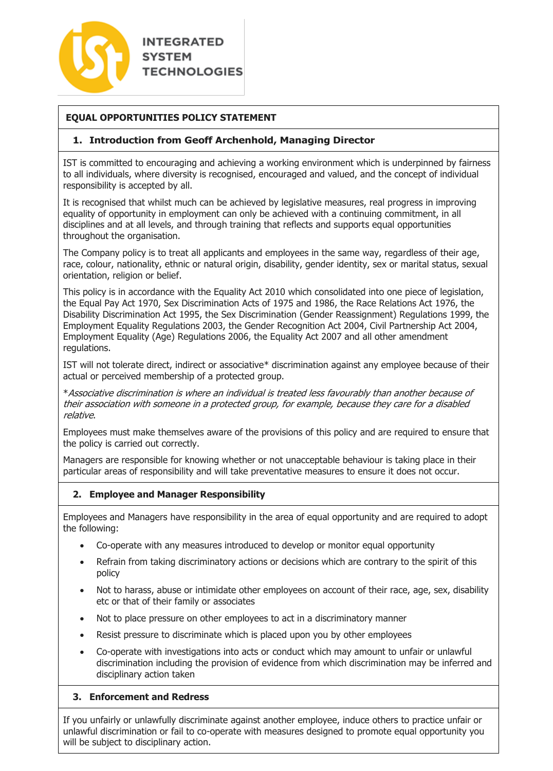INTEGRATED SYSTEM TECHNOLOGIES

# EQUAL OPPORTUNITIES POLICY STATEMENT

## 1. Introduction from Geoff Archenhold, Managing Director

IST is committed to encouraging and achieving a working environment which is underpinned by fairness to all individuals, where diversity is recognised, encouraged and valued, and the concept of individual responsibility is accepted by all.

It is recognised that whilst much can be achieved by legislative measures, real progress in improving equality of opportunity in employment can only be achieved with a continuing commitment, in all disciplines and at all levels, and through training that reflects and supports equal opportunities throughout the organisation.

The Company policy is to treat all applicants and employees in the same way, regardless of their age, race, colour, nationality, ethnic or natural origin, disability, gender identity, sex or marital status, sexual orientation, religion or belief.

This policy is in accordance with the Equality Act 2010 which consolidated into one piece of legislation, the Equal Pay Act 1970, Sex Discrimination Acts of 1975 and 1986, the Race Relations Act 1976, the Disability Discrimination Act 1995, the Sex Discrimination (Gender Reassignment) Regulations 1999, the Employment Equality Regulations 2003, the Gender Recognition Act 2004, Civil Partnership Act 2004, Employment Equality (Age) Regulations 2006, the Equality Act 2007 and all other amendment regulations.

IST will not tolerate direct, indirect or associative* discrimination against any employee because of their actual or perceived membership of a protected group.

**Associative discrimination is where an individual is treated less favourably than another because of their association with someone in a protected group, for example, because they care for a disabled relative*.

Employees must make themselves aware of the provisions of this policy and are required to ensure that the policy is carried out correctly.

Managers are responsible for knowing whether or not unacceptable behaviour is taking place in their particular areas of responsibility and will take preventative measures to ensure it does not occur.

## 2. Employee and Manager Responsibility

Employees and Managers have responsibility in the area of equal opportunity and are required to adopt the following:

- Co-operate with any measures introduced to develop or monitor equal opportunity
- Refrain from taking discriminatory actions or decisions which are contrary to the spirit of this policy
- Not to harass, abuse or intimidate other employees on account of their race, age, sex, disability etc or that of their family or associates
- Not to place pressure on other employees to act in a discriminatory manner
- Resist pressure to discriminate which is placed upon you by other employees
- Co-operate with investigations into acts or conduct which may amount to unfair or unlawful discrimination including the provision of evidence from which discrimination may be inferred and disciplinary action taken

## 3. Enforcement and Redress

If you unfairly or unlawfully discriminate against another employee, induce others to practice unfair or unlawful discrimination or fail to co-operate with measures designed to promote equal opportunity you will be subject to disciplinary action.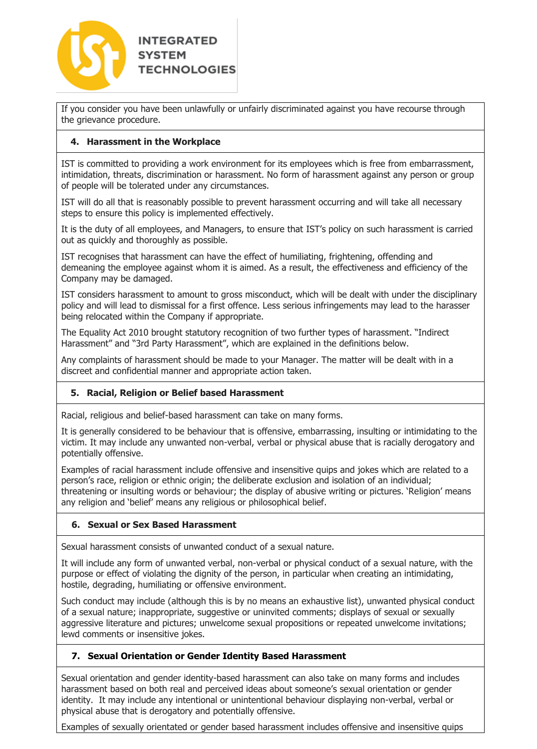If you consider you have been unlawfully or unfairly discriminated against you have recourse through the grievance procedure.

## 4. Harassment in the Workplace

IST is committed to providing a work environment for its employees which is free from embarrassment, intimidation, threats, discrimination or harassment. No form of harassment against any person or group of people will be tolerated under any circumstances.

IST will do all that is reasonably possible to prevent harassment occurring and will take all necessary steps to ensure this policy is implemented effectively.

It is the duty of all employees, and Managers, to ensure that IST's policy on such harassment is carried out as quickly and thoroughly as possible.

IST recognises that harassment can have the effect of humiliating, frightening, offending and demeaning the employee against whom it is aimed. As a result, the effectiveness and efficiency of the Company may be damaged.

IST considers harassment to amount to gross misconduct, which will be dealt with under the disciplinary policy and will lead to dismissal for a first offence. Less serious infringements may lead to the harasser being relocated within the Company if appropriate.

The Equality Act 2010 brought statutory recognition of two further types of harassment. "Indirect Harassment" and "3rd Party Harassment", which are explained in the definitions below.

Any complaints of harassment should be made to your Manager. The matter will be dealt with in a discreet and confidential manner and appropriate action taken.

## 5. Racial, Religion or Belief based Harassment

Racial, religious and belief-based harassment can take on many forms.

It is generally considered to be behaviour that is offensive, embarrassing, insulting or intimidating to the victim. It may include any unwanted non-verbal, verbal or physical abuse that is racially derogatory and potentially offensive.

Examples of racial harassment include offensive and insensitive quips and jokes which are related to a person's race, religion or ethnic origin; the deliberate exclusion and isolation of an individual; threatening or insulting words or behaviour; the display of abusive writing or pictures. 'Religion' means any religion and 'belief' means any religious or philosophical belief.

## 6. Sexual or Sex Based Harassment

Sexual harassment consists of unwanted conduct of a sexual nature.

It will include any form of unwanted verbal, non-verbal or physical conduct of a sexual nature, with the purpose or effect of violating the dignity of the person, in particular when creating an intimidating, hostile, degrading, humiliating or offensive environment.

Such conduct may include (although this is by no means an exhaustive list), unwanted physical conduct of a sexual nature; inappropriate, suggestive or uninvited comments; displays of sexual or sexually aggressive literature and pictures; unwelcome sexual propositions or repeated unwelcome invitations; lewd comments or insensitive jokes.

## 7. Sexual Orientation or Gender Identity Based Harassment

Sexual orientation and gender identity-based harassment can also take on many forms and includes harassment based on both real and perceived ideas about someone's sexual orientation or gender identity. It may include any intentional or unintentional behaviour displaying non-verbal, verbal or physical abuse that is derogatory and potentially offensive.

Examples of sexually orientated or gender based harassment includes offensive and insensitive quips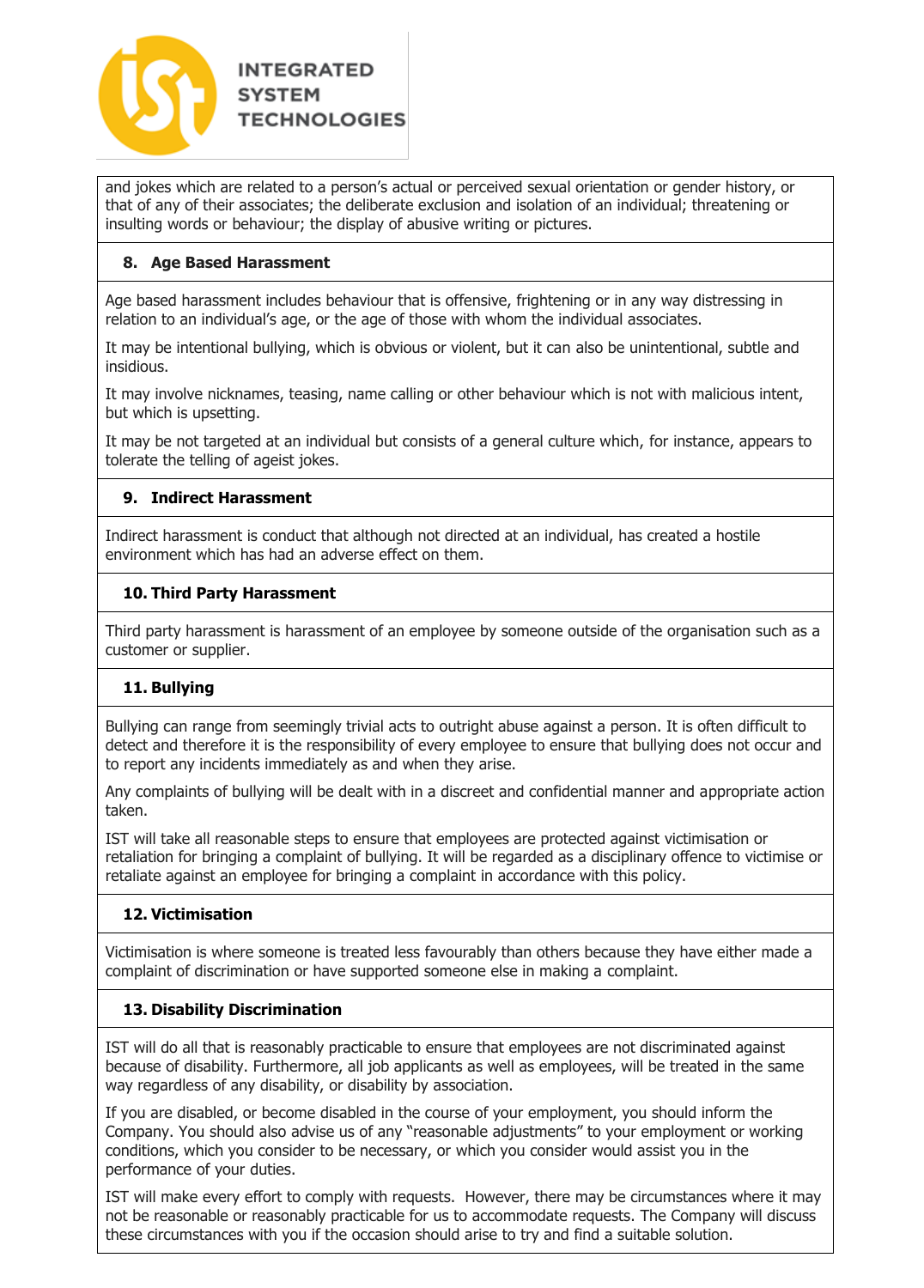and jokes which are related to a person's actual or perceived sexual orientation or gender history, or that of any of their associates; the deliberate exclusion and isolation of an individual; threatening or insulting words or behaviour; the display of abusive writing or pictures.

### 8. Age Based Harassment

Age based harassment includes behaviour that is offensive, frightening or in any way distressing in relation to an individual's age, or the age of those with whom the individual associates.

It may be intentional bullying, which is obvious or violent, but it can also be unintentional, subtle and insidious.

It may involve nicknames, teasing, name calling or other behaviour which is not with malicious intent, but which is upsetting.

It may be not targeted at an individual but consists of a general culture which, for instance, appears to tolerate the telling of ageist jokes.

### 9. Indirect Harassment

Indirect harassment is conduct that although not directed at an individual, has created a hostile environment which has had an adverse effect on them.

### 10. Third Party Harassment

Third party harassment is harassment of an employee by someone outside of the organisation such as a customer or supplier.

### 11. Bullying

Bullying can range from seemingly trivial acts to outright abuse against a person. It is often difficult to detect and therefore it is the responsibility of every employee to ensure that bullying does not occur and to report any incidents immediately as and when they arise.

Any complaints of bullying will be dealt with in a discreet and confidential manner and appropriate action taken.

IST will take all reasonable steps to ensure that employees are protected against victimisation or retaliation for bringing a complaint of bullying. It will be regarded as a disciplinary offence to victimise or retaliate against an employee for bringing a complaint in accordance with this policy.

### 12. Victimisation

Victimisation is where someone is treated less favourably than others because they have either made a complaint of discrimination or have supported someone else in making a complaint.

### 13. Disability Discrimination

IST will do all that is reasonably practicable to ensure that employees are not discriminated against because of disability. Furthermore, all job applicants as well as employees, will be treated in the same way regardless of any disability, or disability by association.

If you are disabled, or become disabled in the course of your employment, you should inform the Company. You should also advise us of any "reasonable adjustments" to your employment or working conditions, which you consider to be necessary, or which you consider would assist you in the performance of your duties.

IST will make every effort to comply with requests. However, there may be circumstances where it may not be reasonable or reasonably practicable for us to accommodate requests. The Company will discuss these circumstances with you if the occasion should arise to try and find a suitable solution.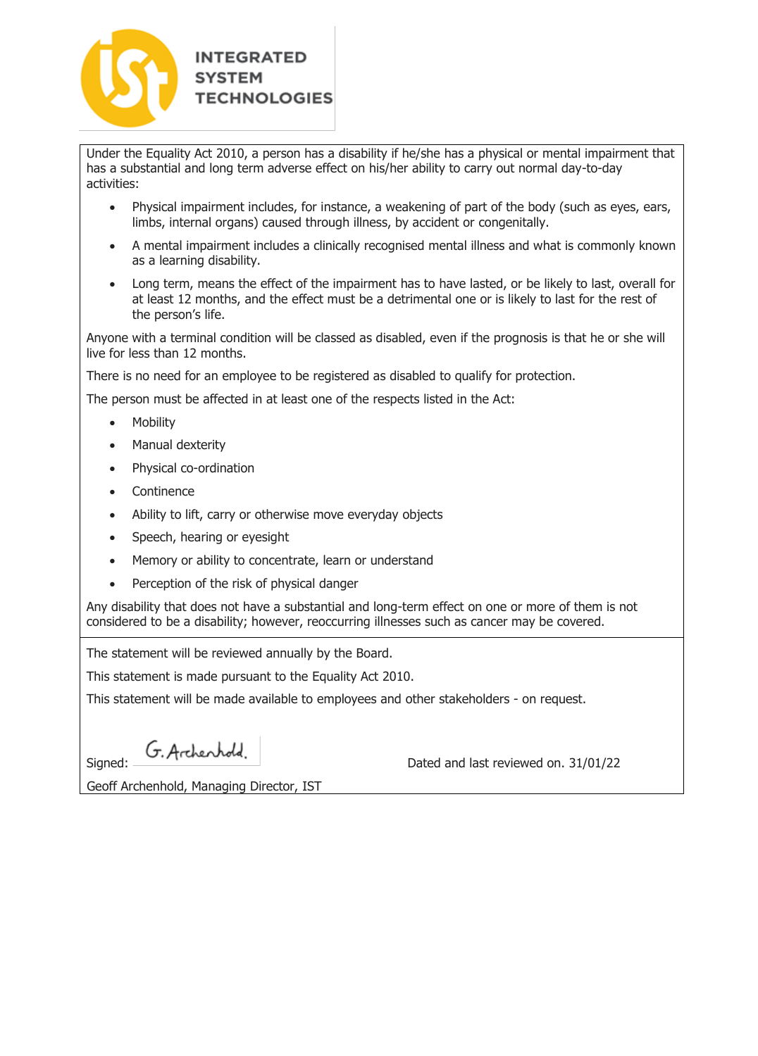INTEGRATED SYSTEM TECHNOLOGIES

Under the Equality Act 2010, a person has a disability if he/she has a physical or mental impairment that has a substantial and long term adverse effect on his/her ability to carry out normal day-to-day activities:

- Physical impairment includes, for instance, a weakening of part of the body (such as eyes, ears, limbs, internal organs) caused through illness, by accident or congenitally.
- A mental impairment includes a clinically recognised mental illness and what is commonly known as a learning disability.
- Long term, means the effect of the impairment has to have lasted, or be likely to last, overall for at least 12 months, and the effect must be a detrimental one or is likely to last for the rest of the person's life.

Anyone with a terminal condition will be classed as disabled, even if the prognosis is that he or she will live for less than 12 months.

There is no need for an employee to be registered as disabled to qualify for protection.

The person must be affected in at least one of the respects listed in the Act:

- Mobility
- Manual dexterity
- Physical co-ordination
- Continence
- Ability to lift, carry or otherwise move everyday objects
- Speech, hearing or eyesight
- Memory or ability to concentrate, learn or understand
- Perception of the risk of physical danger

Any disability that does not have a substantial and long-term effect on one or more of them is not considered to be a disability; however, reoccurring illnesses such as cancer may be covered.

The statement will be reviewed annually by the Board.

This statement is made pursuant to the Equality Act 2010.

This statement will be made available to employees and other stakeholders - on request.

Signed: G. Archenhold.

Dated and last reviewed on. 31/01/22

Geoff Archenhold, Managing Director, IST